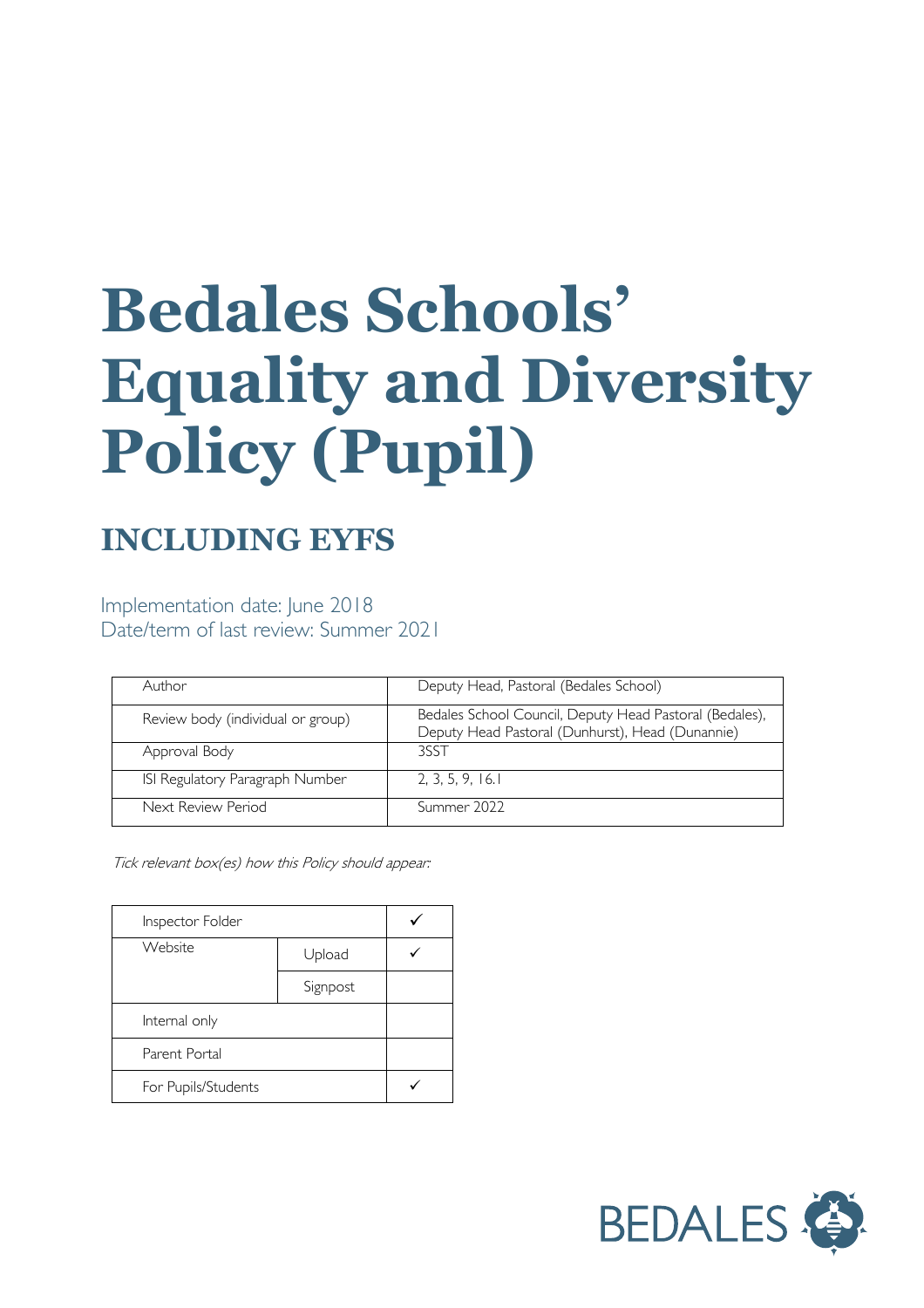# Bedales Schools' Equality and Diversity Policy (Pupil)

## INCLUDING EYFS

Implementation date: June 2018
Date/term of last review: Summer 2021

| Author | Deputy Head, Pastoral (Bedales School) |
|---|---|
| Review body (individual or group) | Bedales School Council, Deputy Head Pastoral (Bedales), Deputy Head Pastoral (Dunhurst), Head (Dunannie) |
| Approval Body | 3SST |
| ISI Regulatory Paragraph Number | 2, 3, 5, 9, 16.1 |
| Next Review Period | Summer 2022 |

*Tick relevant box(es) how this Policy should appear:*

| Inspector Folder | | ✓ |
|---|---|---|
| Website | Upload | ✓ |
| | Signpost | |
| Internal only | | |
| Parent Portal | | |
| For Pupils/Students | | ✓ |

BEDALES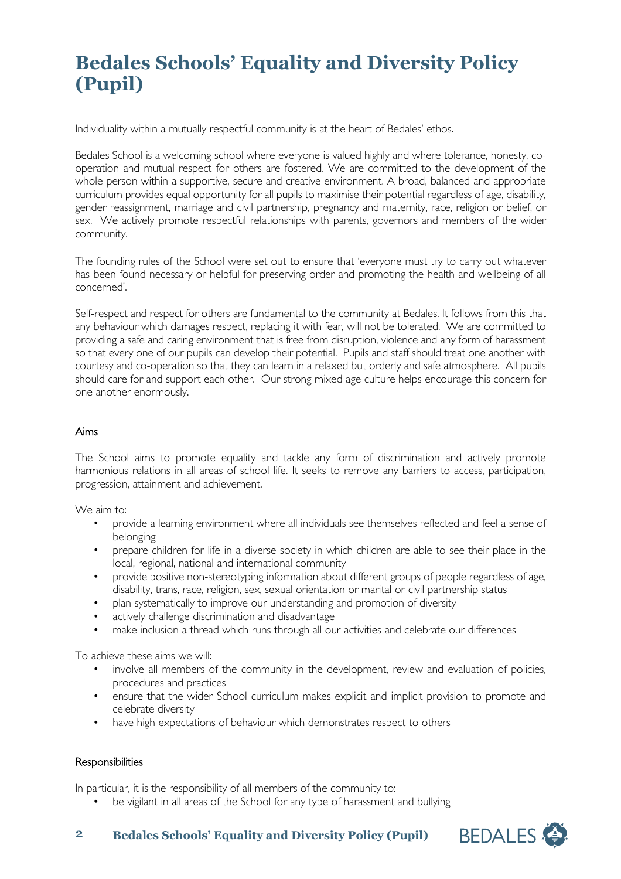# Bedales Schools' Equality and Diversity Policy (Pupil)

Individuality within a mutually respectful community is at the heart of Bedales' ethos.

Bedales School is a welcoming school where everyone is valued highly and where tolerance, honesty, co-operation and mutual respect for others are fostered. We are committed to the development of the whole person within a supportive, secure and creative environment. A broad, balanced and appropriate curriculum provides equal opportunity for all pupils to maximise their potential regardless of age, disability, gender reassignment, marriage and civil partnership, pregnancy and maternity, race, religion or belief, or sex. We actively promote respectful relationships with parents, governors and members of the wider community.

The founding rules of the School were set out to ensure that 'everyone must try to carry out whatever has been found necessary or helpful for preserving order and promoting the health and wellbeing of all concerned'.

Self-respect and respect for others are fundamental to the community at Bedales. It follows from this that any behaviour which damages respect, replacing it with fear, will not be tolerated. We are committed to providing a safe and caring environment that is free from disruption, violence and any form of harassment so that every one of our pupils can develop their potential. Pupils and staff should treat one another with courtesy and co-operation so that they can learn in a relaxed but orderly and safe atmosphere. All pupils should care for and support each other. Our strong mixed age culture helps encourage this concern for one another enormously.

## Aims

The School aims to promote equality and tackle any form of discrimination and actively promote harmonious relations in all areas of school life. It seeks to remove any barriers to access, participation, progression, attainment and achievement.

We aim to:

- provide a learning environment where all individuals see themselves reflected and feel a sense of belonging
- prepare children for life in a diverse society in which children are able to see their place in the local, regional, national and international community
- provide positive non-stereotyping information about different groups of people regardless of age, disability, trans, race, religion, sex, sexual orientation or marital or civil partnership status
- plan systematically to improve our understanding and promotion of diversity
- actively challenge discrimination and disadvantage
- make inclusion a thread which runs through all our activities and celebrate our differences

To achieve these aims we will:

- involve all members of the community in the development, review and evaluation of policies, procedures and practices
- ensure that the wider School curriculum makes explicit and implicit provision to promote and celebrate diversity
- have high expectations of behaviour which demonstrates respect to others

## Responsibilities

In particular, it is the responsibility of all members of the community to:

- be vigilant in all areas of the School for any type of harassment and bullying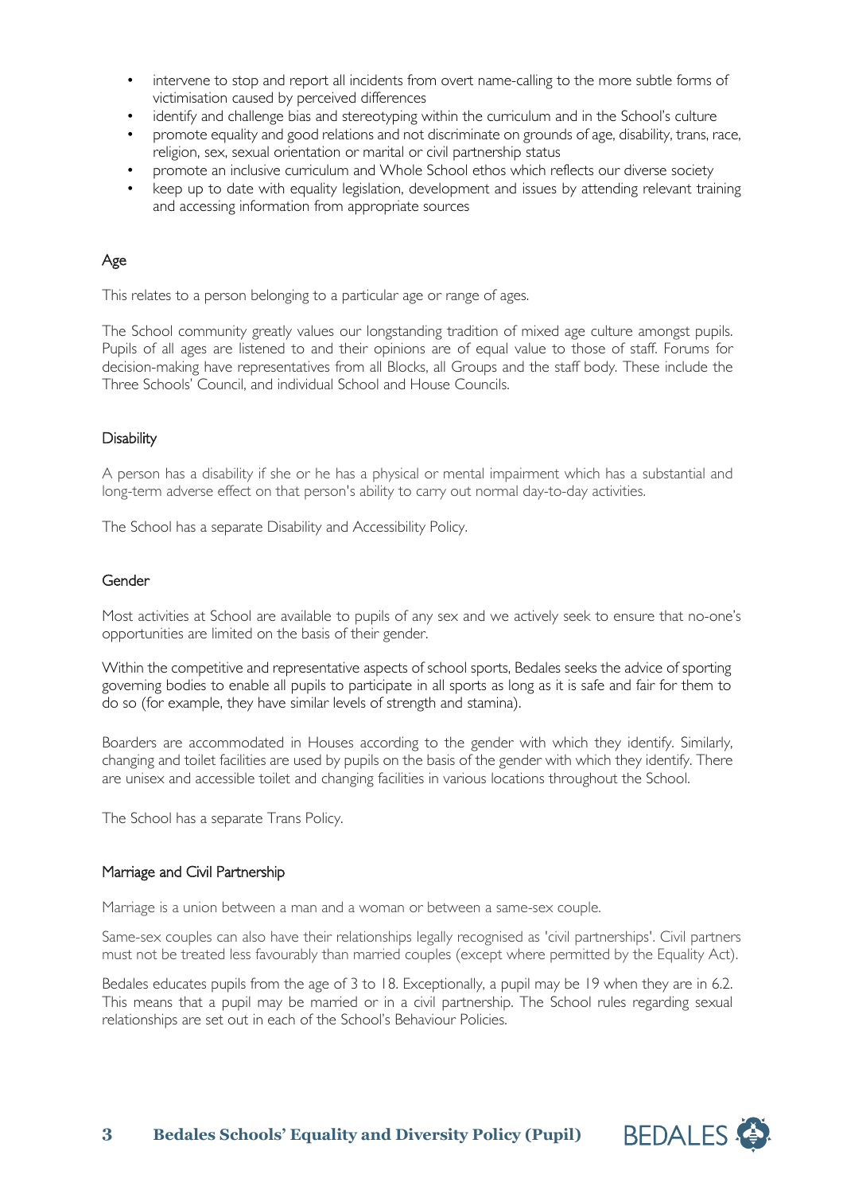- intervene to stop and report all incidents from overt name-calling to the more subtle forms of victimisation caused by perceived differences
- identify and challenge bias and stereotyping within the curriculum and in the School's culture
- promote equality and good relations and not discriminate on grounds of age, disability, trans, race, religion, sex, sexual orientation or marital or civil partnership status
- promote an inclusive curriculum and Whole School ethos which reflects our diverse society
- keep up to date with equality legislation, development and issues by attending relevant training and accessing information from appropriate sources

## Age

This relates to a person belonging to a particular age or range of ages.

The School community greatly values our longstanding tradition of mixed age culture amongst pupils. Pupils of all ages are listened to and their opinions are of equal value to those of staff. Forums for decision-making have representatives from all Blocks, all Groups and the staff body. These include the Three Schools' Council, and individual School and House Councils.

## Disability

A person has a disability if she or he has a physical or mental impairment which has a substantial and long-term adverse effect on that person's ability to carry out normal day-to-day activities.

The School has a separate Disability and Accessibility Policy.

## Gender

Most activities at School are available to pupils of any sex and we actively seek to ensure that no-one's opportunities are limited on the basis of their gender.

Within the competitive and representative aspects of school sports, Bedales seeks the advice of sporting governing bodies to enable all pupils to participate in all sports as long as it is safe and fair for them to do so (for example, they have similar levels of strength and stamina).

Boarders are accommodated in Houses according to the gender with which they identify. Similarly, changing and toilet facilities are used by pupils on the basis of the gender with which they identify. There are unisex and accessible toilet and changing facilities in various locations throughout the School.

The School has a separate Trans Policy.

## Marriage and Civil Partnership

Marriage is a union between a man and a woman or between a same-sex couple.

Same-sex couples can also have their relationships legally recognised as 'civil partnerships'. Civil partners must not be treated less favourably than married couples (except where permitted by the Equality Act).

Bedales educates pupils from the age of 3 to 18. Exceptionally, a pupil may be 19 when they are in 6.2. This means that a pupil may be married or in a civil partnership. The School rules regarding sexual relationships are set out in each of the School's Behaviour Policies.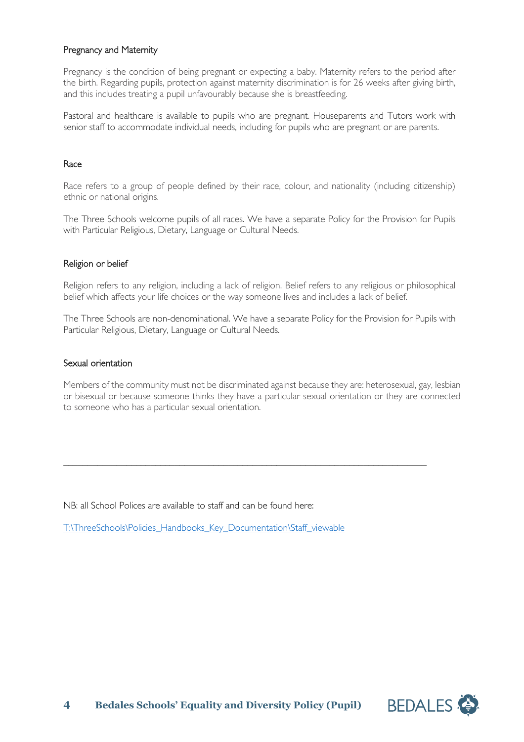### Pregnancy and Maternity

Pregnancy is the condition of being pregnant or expecting a baby. Maternity refers to the period after the birth. Regarding pupils, protection against maternity discrimination is for 26 weeks after giving birth, and this includes treating a pupil unfavourably because she is breastfeeding.

Pastoral and healthcare is available to pupils who are pregnant. Houseparents and Tutors work with senior staff to accommodate individual needs, including for pupils who are pregnant or are parents.

### Race

Race refers to a group of people defined by their race, colour, and nationality (including citizenship) ethnic or national origins.

The Three Schools welcome pupils of all races. We have a separate Policy for the Provision for Pupils with Particular Religious, Dietary, Language or Cultural Needs.

### Religion or belief

Religion refers to any religion, including a lack of religion. Belief refers to any religious or philosophical belief which affects your life choices or the way someone lives and includes a lack of belief.

The Three Schools are non-denominational. We have a separate Policy for the Provision for Pupils with Particular Religious, Dietary, Language or Cultural Needs.

### Sexual orientation

Members of the community must not be discriminated against because they are: heterosexual, gay, lesbian or bisexual or because someone thinks they have a particular sexual orientation or they are connected to someone who has a particular sexual orientation.

---

NB: all School Polices are available to staff and can be found here:

T:\ThreeSchools\Policies_Handbooks_Key_Documentation\Staff_viewable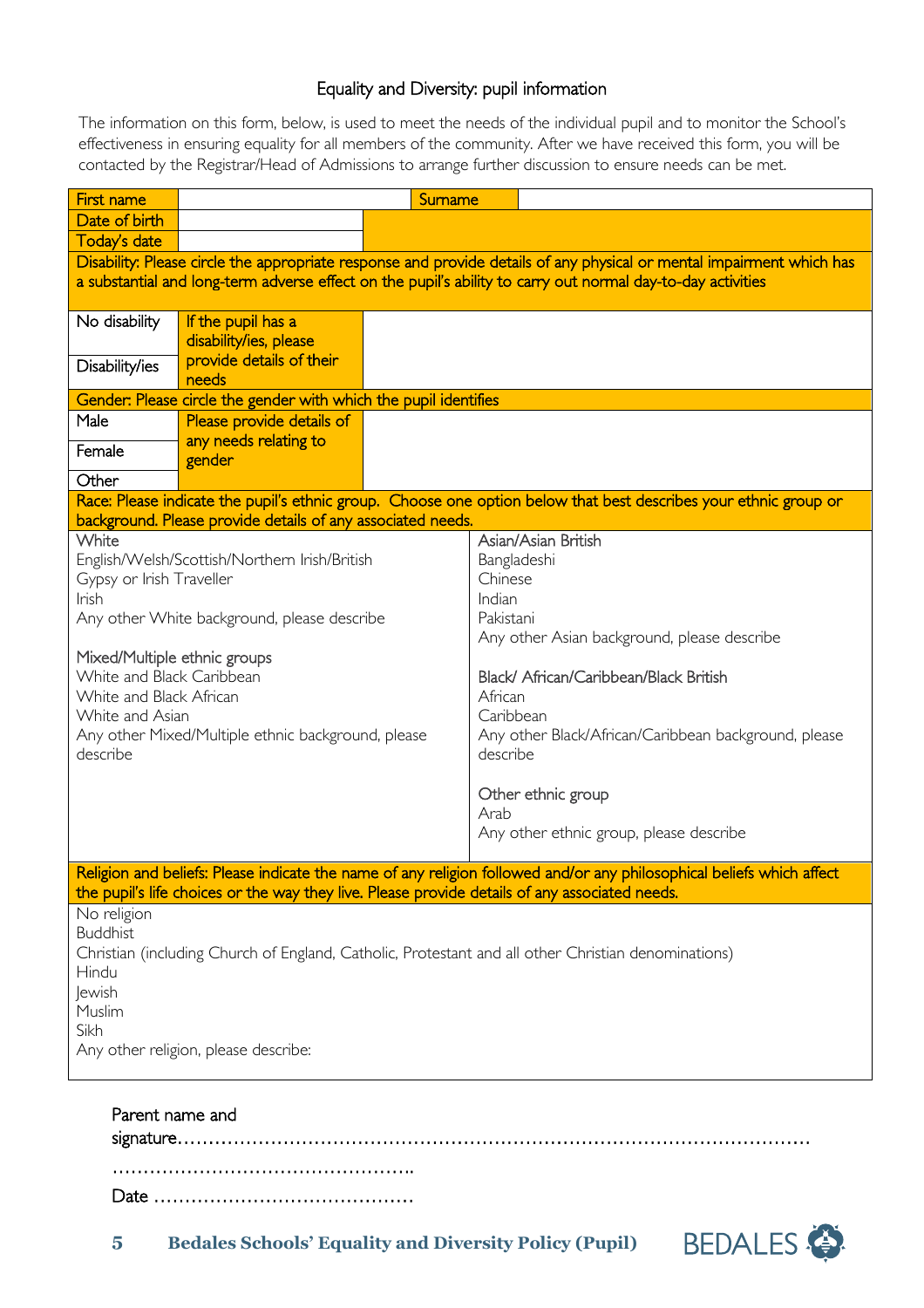# Equality and Diversity: pupil information

The information on this form, below, is used to meet the needs of the individual pupil and to monitor the School's effectiveness in ensuring equality for all members of the community. After we have received this form, you will be contacted by the Registrar/Head of Admissions to arrange further discussion to ensure needs can be met.

| | | | |
|---|---|---|---|
| First name | | Surname | |
| Date of birth | | | |
| Today's date | | | |

**Disability: Please circle the appropriate response and provide details of any physical or mental impairment which has a substantial and long-term adverse effect on the pupil's ability to carry out normal day-to-day activities**

| | | |
|---|---|---|
| No disability | If the pupil has a disability/ies, please provide details of their needs | |
| Disability/ies | | |

**Gender: Please circle the gender with which the pupil identifies**

| | | |
|---|---|---|
| Male | Please provide details of any needs relating to gender | |
| Female | | |
| Other | | |

**Race: Please indicate the pupil's ethnic group. Choose one option below that best describes your ethnic group or background. Please provide details of any associated needs.**

White
English/Welsh/Scottish/Northern Irish/British
Gypsy or Irish Traveller
Irish
Any other White background, please describe

Mixed/Multiple ethnic groups
White and Black Caribbean
White and Black African
White and Asian
Any other Mixed/Multiple ethnic background, please describe

Asian/Asian British
Bangladeshi
Chinese
Indian
Pakistani
Any other Asian background, please describe

Black/ African/Caribbean/Black British
African
Caribbean
Any other Black/African/Caribbean background, please describe

Other ethnic group
Arab
Any other ethnic group, please describe

**Religion and beliefs: Please indicate the name of any religion followed and/or any philosophical beliefs which affect the pupil's life choices or the way they live. Please provide details of any associated needs.**

No religion
Buddhist
Christian (including Church of England, Catholic, Protestant and all other Christian denominations)
Hindu
Jewish
Muslim
Sikh
Any other religion, please describe:

Parent name and signature……………………………………………………………………………………………
…………………………………………….

Date ……………………………………